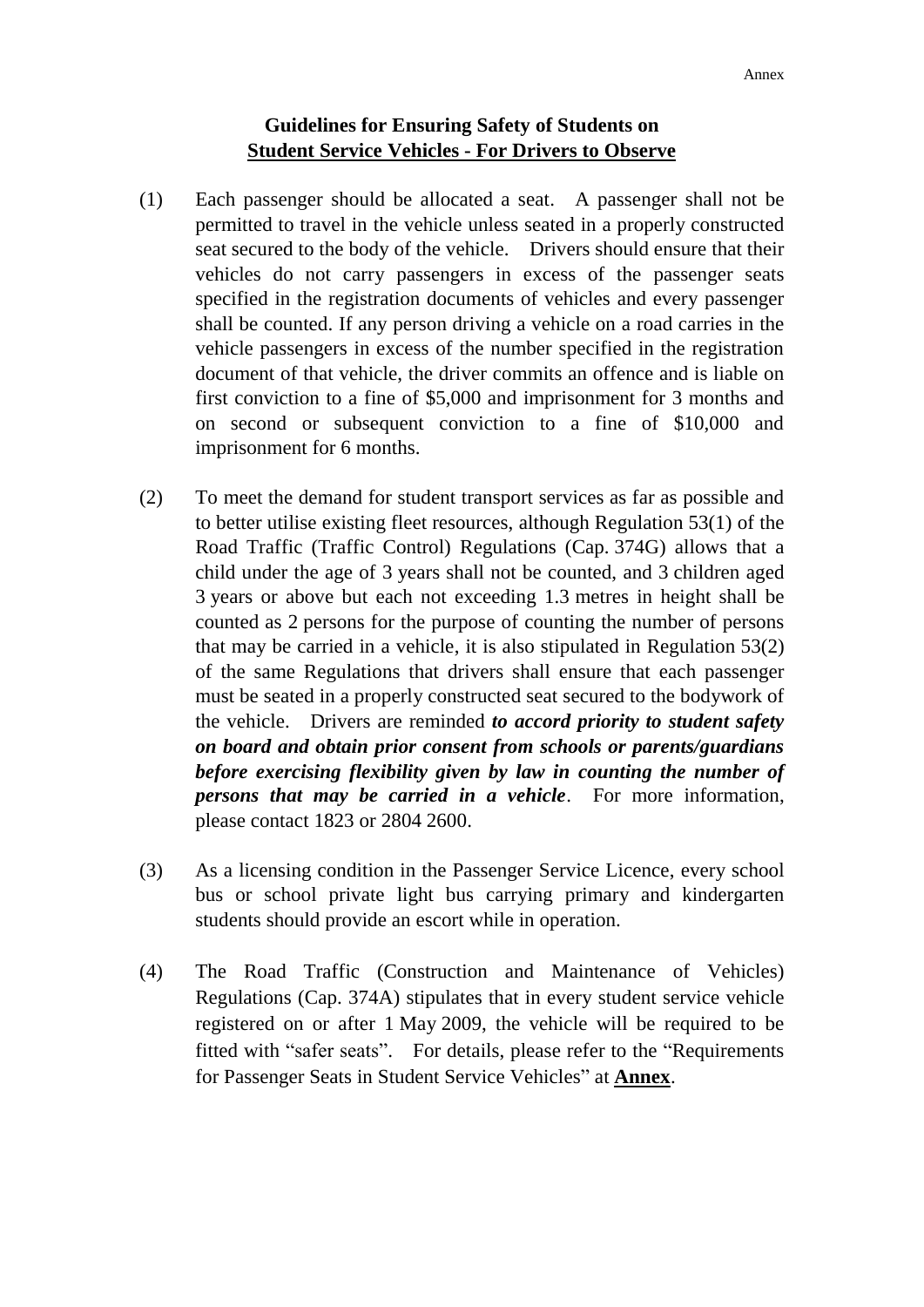Annex

**Guidelines for Ensuring Safety of Students on**
**Student Service Vehicles - For Drivers to Observe**

(1) Each passenger should be allocated a seat. A passenger shall not be permitted to travel in the vehicle unless seated in a properly constructed seat secured to the body of the vehicle. Drivers should ensure that their vehicles do not carry passengers in excess of the passenger seats specified in the registration documents of vehicles and every passenger shall be counted. If any person driving a vehicle on a road carries in the vehicle passengers in excess of the number specified in the registration document of that vehicle, the driver commits an offence and is liable on first conviction to a fine of $5,000 and imprisonment for 3 months and on second or subsequent conviction to a fine of $10,000 and imprisonment for 6 months.

(2) To meet the demand for student transport services as far as possible and to better utilise existing fleet resources, although Regulation 53(1) of the Road Traffic (Traffic Control) Regulations (Cap. 374G) allows that a child under the age of 3 years shall not be counted, and 3 children aged 3 years or above but each not exceeding 1.3 metres in height shall be counted as 2 persons for the purpose of counting the number of persons that may be carried in a vehicle, it is also stipulated in Regulation 53(2) of the same Regulations that drivers shall ensure that each passenger must be seated in a properly constructed seat secured to the bodywork of the vehicle. Drivers are reminded ***to accord priority to student safety on board and obtain prior consent from schools or parents/guardians before exercising flexibility given by law in counting the number of persons that may be carried in a vehicle***. For more information, please contact 1823 or 2804 2600.

(3) As a licensing condition in the Passenger Service Licence, every school bus or school private light bus carrying primary and kindergarten students should provide an escort while in operation.

(4) The Road Traffic (Construction and Maintenance of Vehicles) Regulations (Cap. 374A) stipulates that in every student service vehicle registered on or after 1 May 2009, the vehicle will be required to be fitted with "safer seats". For details, please refer to the "Requirements for Passenger Seats in Student Service Vehicles" at **Annex**.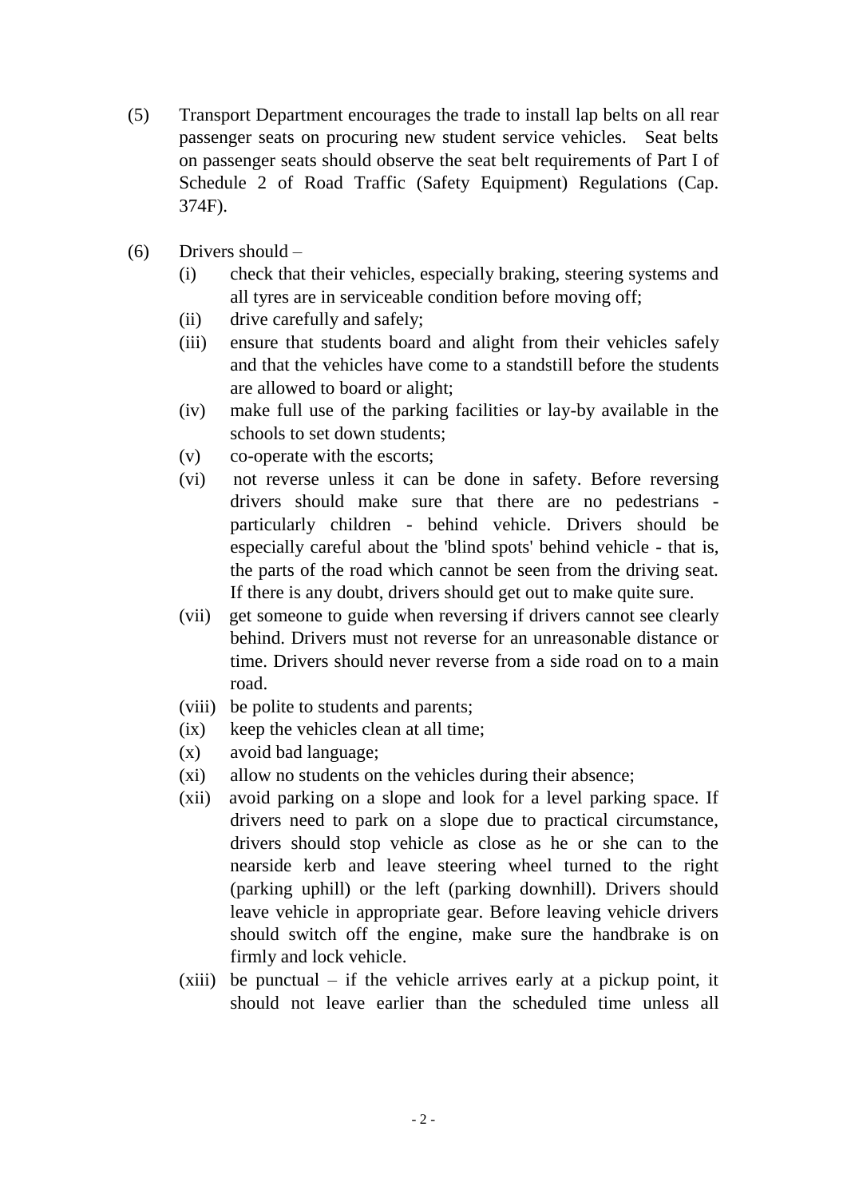(5) Transport Department encourages the trade to install lap belts on all rear passenger seats on procuring new student service vehicles. Seat belts on passenger seats should observe the seat belt requirements of Part I of Schedule 2 of Road Traffic (Safety Equipment) Regulations (Cap. 374F).

(6) Drivers should –

- (i) check that their vehicles, especially braking, steering systems and all tyres are in serviceable condition before moving off;
- (ii) drive carefully and safely;
- (iii) ensure that students board and alight from their vehicles safely and that the vehicles have come to a standstill before the students are allowed to board or alight;
- (iv) make full use of the parking facilities or lay-by available in the schools to set down students;
- (v) co-operate with the escorts;
- (vi) not reverse unless it can be done in safety. Before reversing drivers should make sure that there are no pedestrians - particularly children - behind vehicle. Drivers should be especially careful about the 'blind spots' behind vehicle - that is, the parts of the road which cannot be seen from the driving seat. If there is any doubt, drivers should get out to make quite sure.
- (vii) get someone to guide when reversing if drivers cannot see clearly behind. Drivers must not reverse for an unreasonable distance or time. Drivers should never reverse from a side road on to a main road.
- (viii) be polite to students and parents;
- (ix) keep the vehicles clean at all time;
- (x) avoid bad language;
- (xi) allow no students on the vehicles during their absence;
- (xii) avoid parking on a slope and look for a level parking space. If drivers need to park on a slope due to practical circumstance, drivers should stop vehicle as close as he or she can to the nearside kerb and leave steering wheel turned to the right (parking uphill) or the left (parking downhill). Drivers should leave vehicle in appropriate gear. Before leaving vehicle drivers should switch off the engine, make sure the handbrake is on firmly and lock vehicle.
- (xiii) be punctual – if the vehicle arrives early at a pickup point, it should not leave earlier than the scheduled time unless all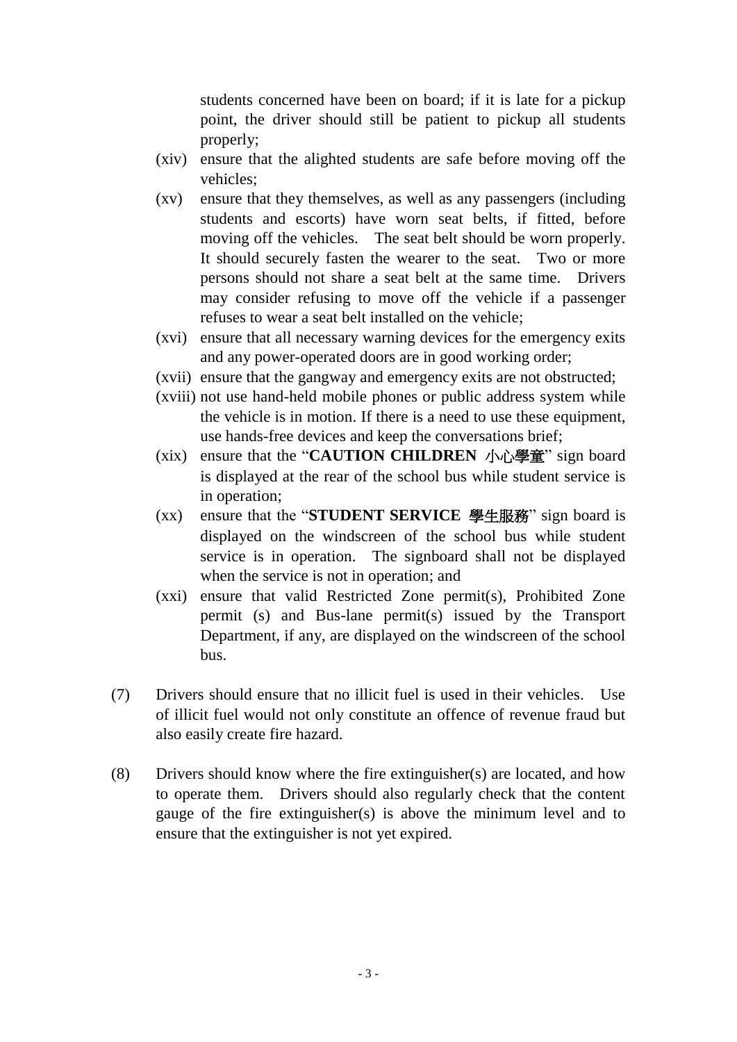students concerned have been on board; if it is late for a pickup point, the driver should still be patient to pickup all students properly;

(xiv) ensure that the alighted students are safe before moving off the vehicles;

(xv) ensure that they themselves, as well as any passengers (including students and escorts) have worn seat belts, if fitted, before moving off the vehicles. The seat belt should be worn properly. It should securely fasten the wearer to the seat. Two or more persons should not share a seat belt at the same time. Drivers may consider refusing to move off the vehicle if a passenger refuses to wear a seat belt installed on the vehicle;

(xvi) ensure that all necessary warning devices for the emergency exits and any power-operated doors are in good working order;

(xvii) ensure that the gangway and emergency exits are not obstructed;

(xviii) not use hand-held mobile phones or public address system while the vehicle is in motion. If there is a need to use these equipment, use hands-free devices and keep the conversations brief;

(xix) ensure that the "**CAUTION CHILDREN 小心學童**" sign board is displayed at the rear of the school bus while student service is in operation;

(xx) ensure that the "**STUDENT SERVICE 學生服務**" sign board is displayed on the windscreen of the school bus while student service is in operation. The signboard shall not be displayed when the service is not in operation; and

(xxi) ensure that valid Restricted Zone permit(s), Prohibited Zone permit (s) and Bus-lane permit(s) issued by the Transport Department, if any, are displayed on the windscreen of the school bus.

(7) Drivers should ensure that no illicit fuel is used in their vehicles. Use of illicit fuel would not only constitute an offence of revenue fraud but also easily create fire hazard.

(8) Drivers should know where the fire extinguisher(s) are located, and how to operate them. Drivers should also regularly check that the content gauge of the fire extinguisher(s) is above the minimum level and to ensure that the extinguisher is not yet expired.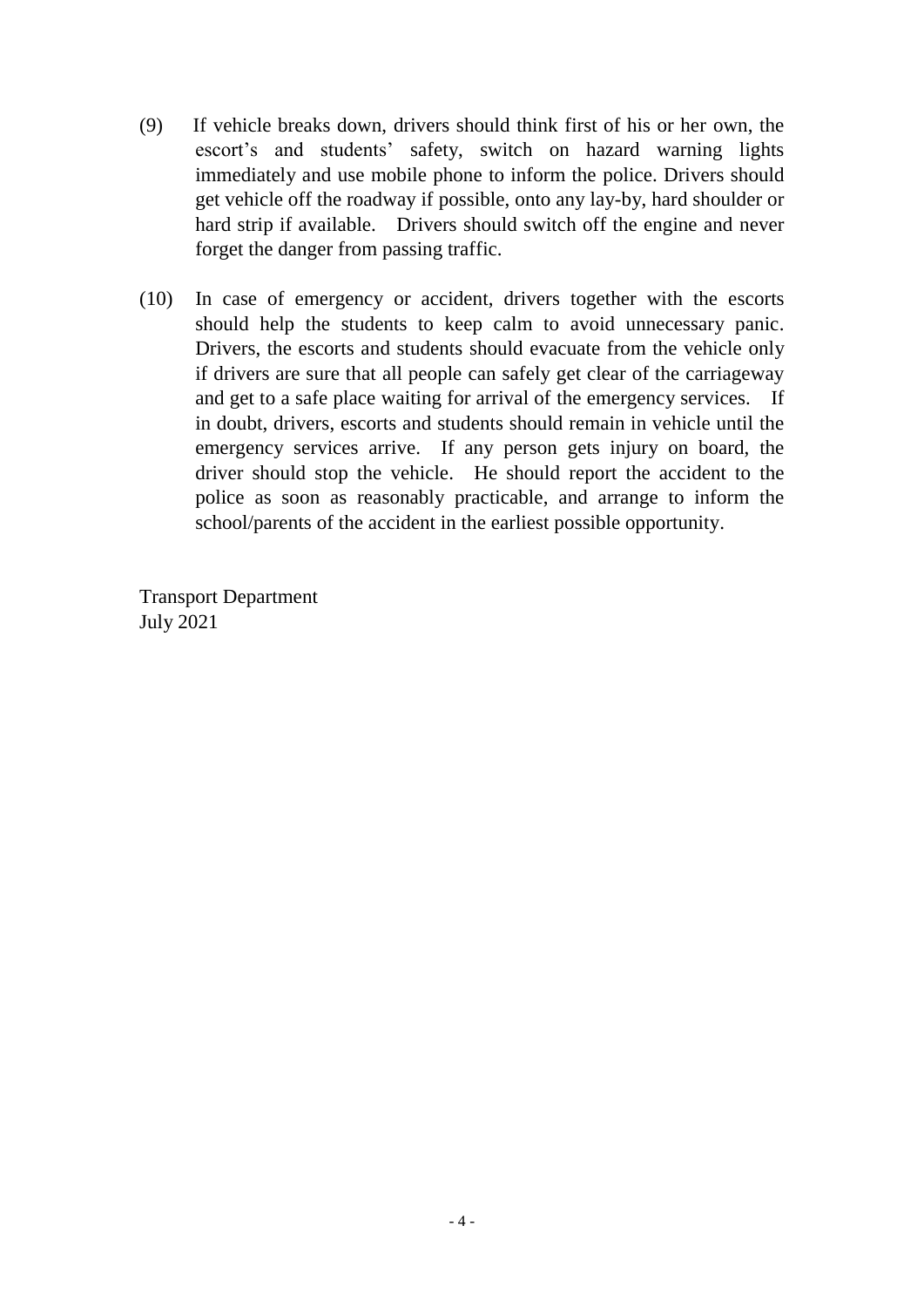(9) If vehicle breaks down, drivers should think first of his or her own, the escort's and students' safety, switch on hazard warning lights immediately and use mobile phone to inform the police. Drivers should get vehicle off the roadway if possible, onto any lay-by, hard shoulder or hard strip if available. Drivers should switch off the engine and never forget the danger from passing traffic.

(10) In case of emergency or accident, drivers together with the escorts should help the students to keep calm to avoid unnecessary panic. Drivers, the escorts and students should evacuate from the vehicle only if drivers are sure that all people can safely get clear of the carriageway and get to a safe place waiting for arrival of the emergency services. If in doubt, drivers, escorts and students should remain in vehicle until the emergency services arrive. If any person gets injury on board, the driver should stop the vehicle. He should report the accident to the police as soon as reasonably practicable, and arrange to inform the school/parents of the accident in the earliest possible opportunity.

Transport Department
July 2021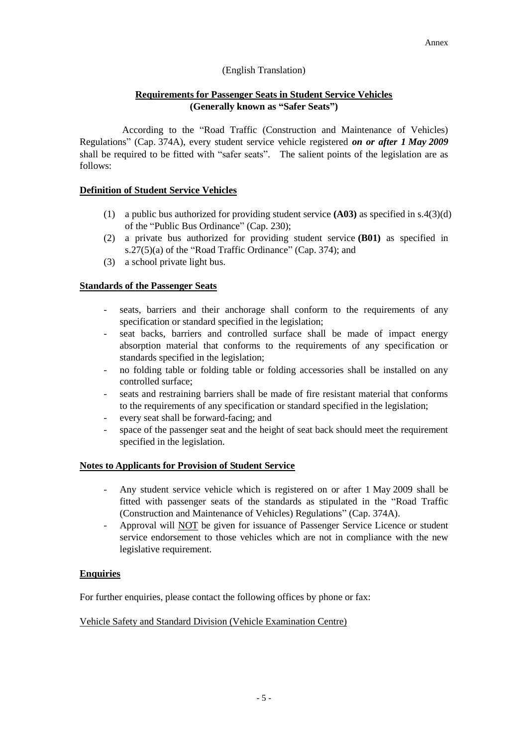Annex

(English Translation)

## Requirements for Passenger Seats in Student Service Vehicles (Generally known as "Safer Seats")

According to the "Road Traffic (Construction and Maintenance of Vehicles) Regulations" (Cap. 374A), every student service vehicle registered ***on or after 1 May 2009*** shall be required to be fitted with "safer seats". The salient points of the legislation are as follows:

### Definition of Student Service Vehicles

(1) a public bus authorized for providing student service **(A03)** as specified in s.4(3)(d) of the "Public Bus Ordinance" (Cap. 230);

(2) a private bus authorized for providing student service **(B01)** as specified in s.27(5)(a) of the "Road Traffic Ordinance" (Cap. 374); and

(3) a school private light bus.

### Standards of the Passenger Seats

- seats, barriers and their anchorage shall conform to the requirements of any specification or standard specified in the legislation;
- seat backs, barriers and controlled surface shall be made of impact energy absorption material that conforms to the requirements of any specification or standards specified in the legislation;
- no folding table or folding table or folding accessories shall be installed on any controlled surface;
- seats and restraining barriers shall be made of fire resistant material that conforms to the requirements of any specification or standard specified in the legislation;
- every seat shall be forward-facing; and
- space of the passenger seat and the height of seat back should meet the requirement specified in the legislation.

### Notes to Applicants for Provision of Student Service

- Any student service vehicle which is registered on or after 1 May 2009 shall be fitted with passenger seats of the standards as stipulated in the "Road Traffic (Construction and Maintenance of Vehicles) Regulations" (Cap. 374A).
- Approval will NOT be given for issuance of Passenger Service Licence or student service endorsement to those vehicles which are not in compliance with the new legislative requirement.

### Enquiries

For further enquiries, please contact the following offices by phone or fax:

Vehicle Safety and Standard Division (Vehicle Examination Centre)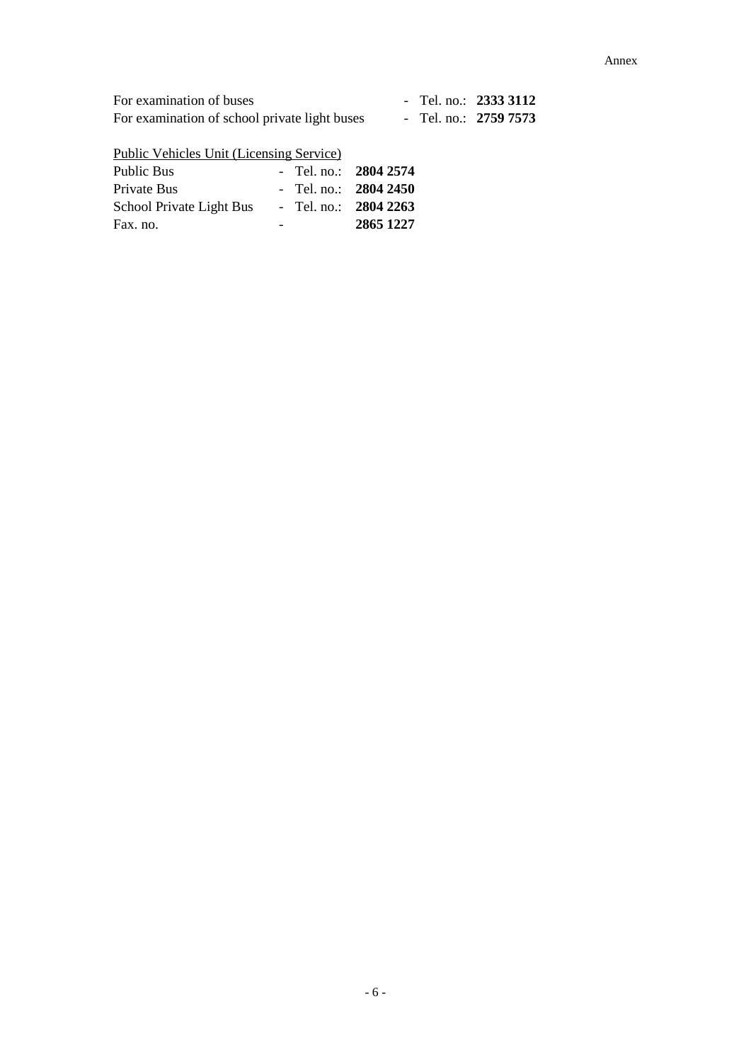Annex

For examination of buses - Tel. no.: **2333 3112**
For examination of school private light buses - Tel. no.: **2759 7573**

<u>Public Vehicles Unit (Licensing Service)</u>

Public Bus - Tel. no.: **2804 2574**
Private Bus - Tel. no.: **2804 2450**
School Private Light Bus - Tel. no.: **2804 2263**
Fax. no. - **2865 1227**